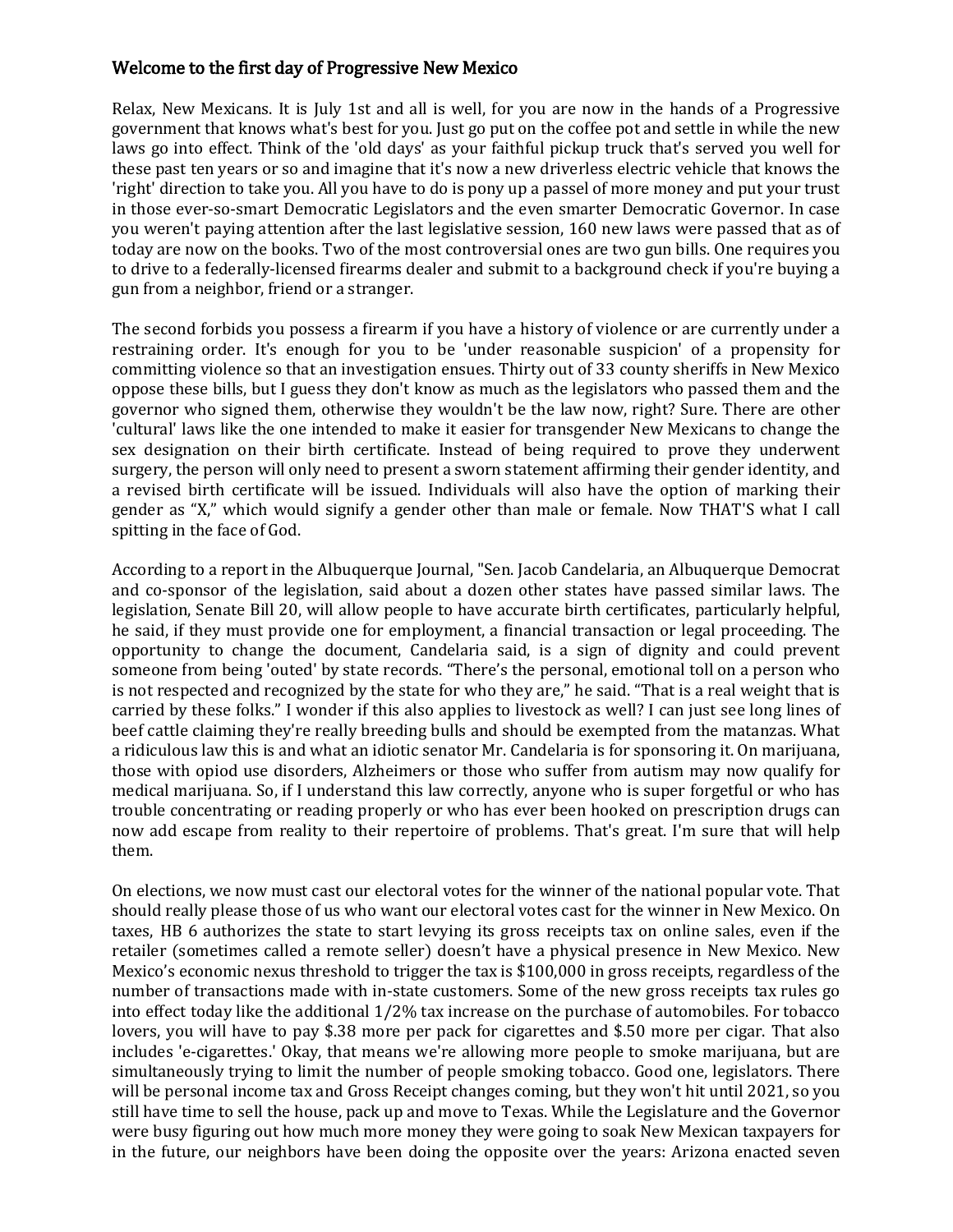## Welcome to the first day of Progressive New Mexico

Relax, New Mexicans. It is July 1st and all is well, for you are now in the hands of a Progressive government that knows what's best for you. Just go put on the coffee pot and settle in while the new laws go into effect. Think of the 'old days' as your faithful pickup truck that's served you well for these past ten years or so and imagine that it's now a new driverless electric vehicle that knows the 'right' direction to take you. All you have to do is pony up a passel of more money and put your trust in those ever-so-smart Democratic Legislators and the even smarter Democratic Governor. In case you weren't paying attention after the last legislative session, 160 new laws were passed that as of today are now on the books. Two of the most controversial ones are two gun bills. One requires you to drive to a federally-licensed firearms dealer and submit to a background check if you're buying a gun from a neighbor, friend or a stranger.

The second forbids you possess a firearm if you have a history of violence or are currently under a restraining order. It's enough for you to be 'under reasonable suspicion' of a propensity for committing violence so that an investigation ensues. Thirty out of 33 county sheriffs in New Mexico oppose these bills, but I guess they don't know as much as the legislators who passed them and the governor who signed them, otherwise they wouldn't be the law now, right? Sure. There are other 'cultural' laws like the one intended to make it easier for transgender New Mexicans to change the sex designation on their birth certificate. Instead of being required to prove they underwent surgery, the person will only need to present a sworn statement affirming their gender identity, and a revised birth certificate will be issued. Individuals will also have the option of marking their gender as "X," which would signify a gender other than male or female. Now THAT'S what I call spitting in the face of God.

According to a report in the Albuquerque Journal, "Sen. Jacob Candelaria, an Albuquerque Democrat and co-sponsor of the legislation, said about a dozen other states have passed similar laws. The legislation, Senate Bill 20, will allow people to have accurate birth certificates, particularly helpful, he said, if they must provide one for employment, a financial transaction or legal proceeding. The opportunity to change the document, Candelaria said, is a sign of dignity and could prevent someone from being 'outed' by state records. "There's the personal, emotional toll on a person who is not respected and recognized by the state for who they are," he said. "That is a real weight that is carried by these folks." I wonder if this also applies to livestock as well? I can just see long lines of beef cattle claiming they're really breeding bulls and should be exempted from the matanzas. What a ridiculous law this is and what an idiotic senator Mr. Candelaria is for sponsoring it. On marijuana, those with opiod use disorders, Alzheimers or those who suffer from autism may now qualify for medical marijuana. So, if I understand this law correctly, anyone who is super forgetful or who has trouble concentrating or reading properly or who has ever been hooked on prescription drugs can now add escape from reality to their repertoire of problems. That's great. I'm sure that will help them.

On elections, we now must cast our electoral votes for the winner of the national popular vote. That should really please those of us who want our electoral votes cast for the winner in New Mexico. On taxes, HB 6 authorizes the state to start levying its gross receipts tax on online sales, even if the retailer (sometimes called a remote seller) doesn't have a physical presence in New Mexico. New Mexico's economic nexus threshold to trigger the tax is $100,000 in gross receipts, regardless of the number of transactions made with in-state customers. Some of the new gross receipts tax rules go into effect today like the additional 1/2% tax increase on the purchase of automobiles. For tobacco lovers, you will have to pay $.38 more per pack for cigarettes and $.50 more per cigar. That also includes 'e-cigarettes.' Okay, that means we're allowing more people to smoke marijuana, but are simultaneously trying to limit the number of people smoking tobacco. Good one, legislators. There will be personal income tax and Gross Receipt changes coming, but they won't hit until 2021, so you still have time to sell the house, pack up and move to Texas. While the Legislature and the Governor were busy figuring out how much more money they were going to soak New Mexican taxpayers for in the future, our neighbors have been doing the opposite over the years: Arizona enacted seven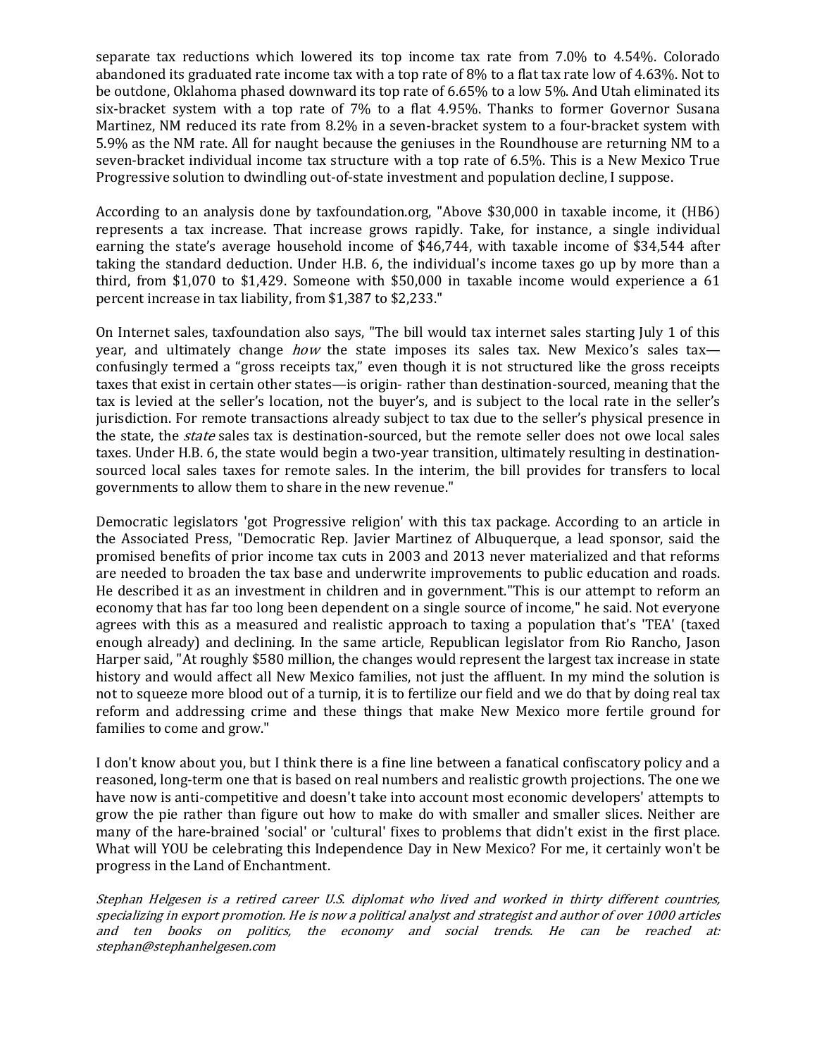separate tax reductions which lowered its top income tax rate from 7.0% to 4.54%. Colorado abandoned its graduated rate income tax with a top rate of 8% to a flat tax rate low of 4.63%. Not to be outdone, Oklahoma phased downward its top rate of 6.65% to a low 5%. And Utah eliminated its six-bracket system with a top rate of 7% to a flat 4.95%. Thanks to former Governor Susana Martinez, NM reduced its rate from 8.2% in a seven-bracket system to a four-bracket system with 5.9% as the NM rate. All for naught because the geniuses in the Roundhouse are returning NM to a seven-bracket individual income tax structure with a top rate of 6.5%. This is a New Mexico True Progressive solution to dwindling out-of-state investment and population decline, I suppose.

According to an analysis done by taxfoundation.org, "Above $30,000 in taxable income, it (HB6) represents a tax increase. That increase grows rapidly. Take, for instance, a single individual earning the state's average household income of $46,744, with taxable income of $34,544 after taking the standard deduction. Under H.B. 6, the individual's income taxes go up by more than a third, from $1,070 to $1,429. Someone with $50,000 in taxable income would experience a 61 percent increase in tax liability, from $1,387 to $2,233."

On Internet sales, taxfoundation also says, "The bill would tax internet sales starting July 1 of this year, and ultimately change *how* the state imposes its sales tax. New Mexico's sales tax—confusingly termed a "gross receipts tax," even though it is not structured like the gross receipts taxes that exist in certain other states—is origin- rather than destination-sourced, meaning that the tax is levied at the seller's location, not the buyer's, and is subject to the local rate in the seller's jurisdiction. For remote transactions already subject to tax due to the seller's physical presence in the state, the *state* sales tax is destination-sourced, but the remote seller does not owe local sales taxes. Under H.B. 6, the state would begin a two-year transition, ultimately resulting in destination-sourced local sales taxes for remote sales. In the interim, the bill provides for transfers to local governments to allow them to share in the new revenue."

Democratic legislators 'got Progressive religion' with this tax package. According to an article in the Associated Press, "Democratic Rep. Javier Martinez of Albuquerque, a lead sponsor, said the promised benefits of prior income tax cuts in 2003 and 2013 never materialized and that reforms are needed to broaden the tax base and underwrite improvements to public education and roads. He described it as an investment in children and in government."This is our attempt to reform an economy that has far too long been dependent on a single source of income," he said. Not everyone agrees with this as a measured and realistic approach to taxing a population that's 'TEA' (taxed enough already) and declining. In the same article, Republican legislator from Rio Rancho, Jason Harper said, "At roughly $580 million, the changes would represent the largest tax increase in state history and would affect all New Mexico families, not just the affluent. In my mind the solution is not to squeeze more blood out of a turnip, it is to fertilize our field and we do that by doing real tax reform and addressing crime and these things that make New Mexico more fertile ground for families to come and grow."

I don't know about you, but I think there is a fine line between a fanatical confiscatory policy and a reasoned, long-term one that is based on real numbers and realistic growth projections. The one we have now is anti-competitive and doesn't take into account most economic developers' attempts to grow the pie rather than figure out how to make do with smaller and smaller slices. Neither are many of the hare-brained 'social' or 'cultural' fixes to problems that didn't exist in the first place. What will YOU be celebrating this Independence Day in New Mexico? For me, it certainly won't be progress in the Land of Enchantment.

*Stephan Helgesen is a retired career U.S. diplomat who lived and worked in thirty different countries, specializing in export promotion. He is now a political analyst and strategist and author of over 1000 articles and ten books on politics, the economy and social trends. He can be reached at: stephan@stephanhelgesen.com*